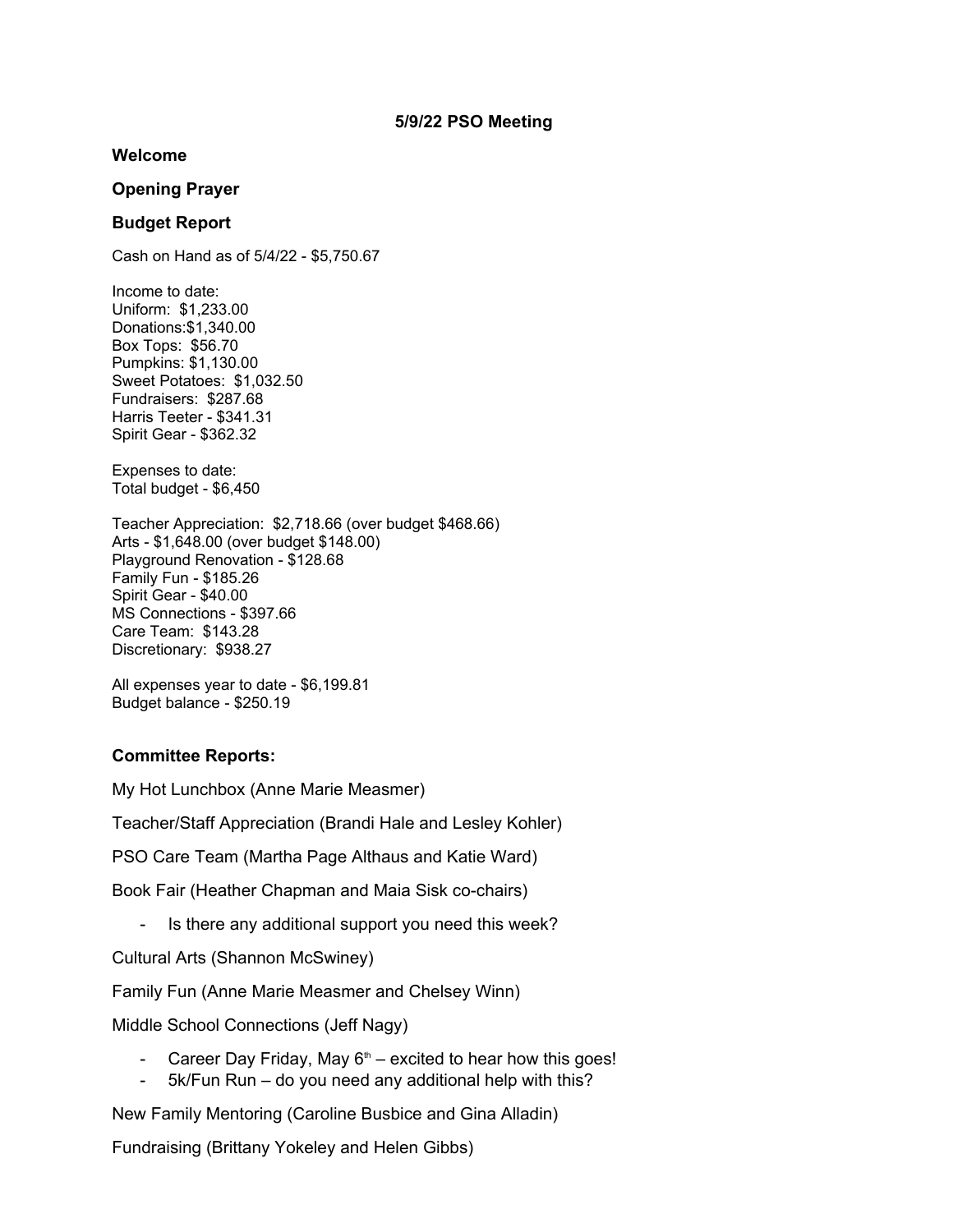# 5/9/22 PSO Meeting

## Welcome

## Opening Prayer

## Budget Report

Cash on Hand as of 5/4/22 - $5,750.67

Income to date:
Uniform: $1,233.00
Donations:$1,340.00
Box Tops: $56.70
Pumpkins: $1,130.00
Sweet Potatoes: $1,032.50
Fundraisers: $287.68
Harris Teeter - $341.31
Spirit Gear - $362.32

Expenses to date:
Total budget - $6,450

Teacher Appreciation: $2,718.66 (over budget $468.66)
Arts - $1,648.00 (over budget $148.00)
Playground Renovation - $128.68
Family Fun - $185.26
Spirit Gear - $40.00
MS Connections - $397.66
Care Team: $143.28
Discretionary: $938.27

All expenses year to date - $6,199.81
Budget balance - $250.19

## Committee Reports:

My Hot Lunchbox (Anne Marie Measmer)

Teacher/Staff Appreciation (Brandi Hale and Lesley Kohler)

PSO Care Team (Martha Page Althaus and Katie Ward)

Book Fair (Heather Chapman and Maia Sisk co-chairs)

- Is there any additional support you need this week?

Cultural Arts (Shannon McSwiney)

Family Fun (Anne Marie Measmer and Chelsey Winn)

Middle School Connections (Jeff Nagy)

- Career Day Friday, May 6th – excited to hear how this goes!
- 5k/Fun Run – do you need any additional help with this?

New Family Mentoring (Caroline Busbice and Gina Alladin)

Fundraising (Brittany Yokeley and Helen Gibbs)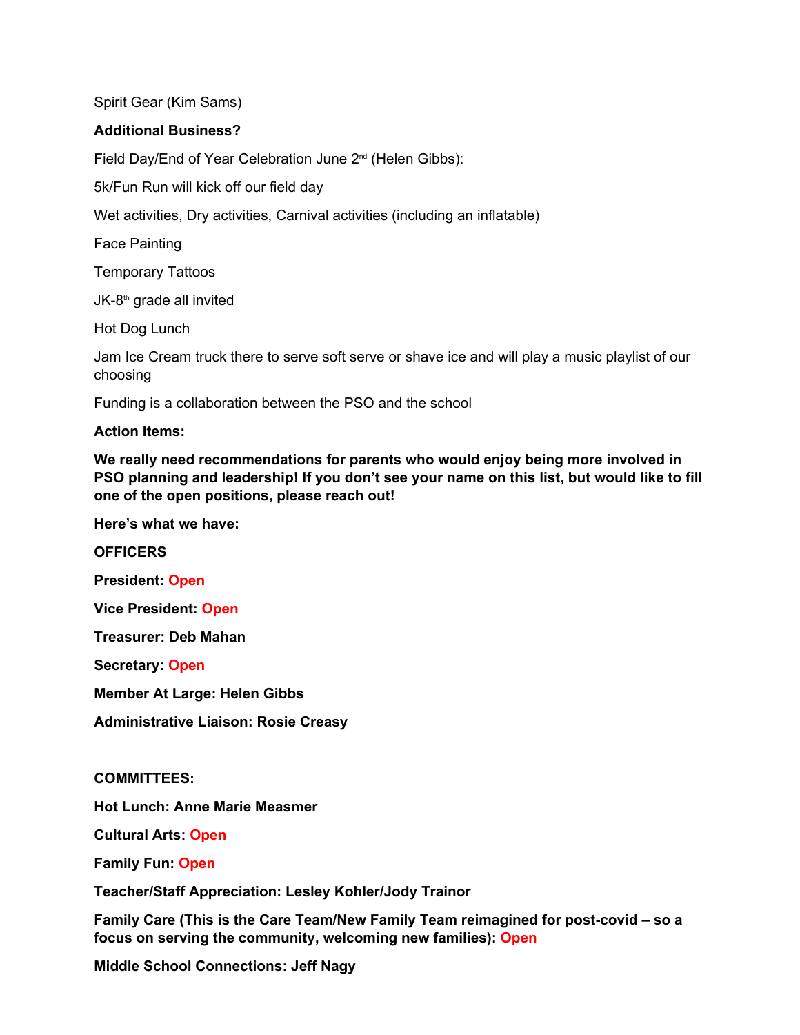Spirit Gear (Kim Sams)

**Additional Business?**

Field Day/End of Year Celebration June 2nd (Helen Gibbs):

5k/Fun Run will kick off our field day

Wet activities, Dry activities, Carnival activities (including an inflatable)

Face Painting

Temporary Tattoos

JK-8th grade all invited

Hot Dog Lunch

Jam Ice Cream truck there to serve soft serve or shave ice and will play a music playlist of our choosing

Funding is a collaboration between the PSO and the school

**Action Items:**

**We really need recommendations for parents who would enjoy being more involved in PSO planning and leadership! If you don't see your name on this list, but would like to fill one of the open positions, please reach out!**

**Here's what we have:**

**OFFICERS**

**President: Open**

**Vice President: Open**

**Treasurer: Deb Mahan**

**Secretary: Open**

**Member At Large: Helen Gibbs**

**Administrative Liaison: Rosie Creasy**

**COMMITTEES:**

**Hot Lunch: Anne Marie Measmer**

**Cultural Arts: Open**

**Family Fun: Open**

**Teacher/Staff Appreciation: Lesley Kohler/Jody Trainor**

**Family Care (This is the Care Team/New Family Team reimagined for post-covid – so a focus on serving the community, welcoming new families): Open**

**Middle School Connections: Jeff Nagy**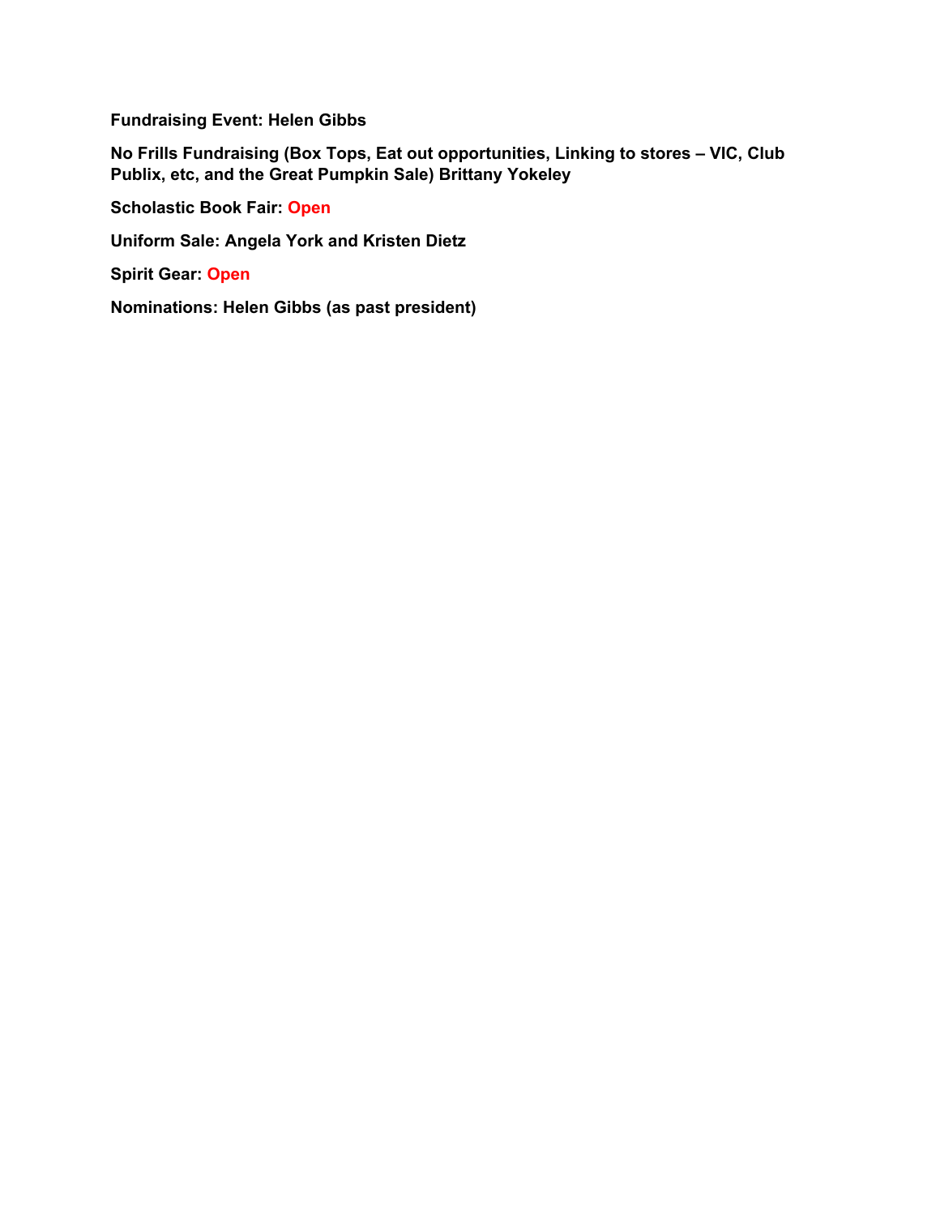**Fundraising Event: Helen Gibbs**

**No Frills Fundraising (Box Tops, Eat out opportunities, Linking to stores – VIC, Club Publix, etc, and the Great Pumpkin Sale) Brittany Yokeley**

**Scholastic Book Fair: Open**

**Uniform Sale: Angela York and Kristen Dietz**

**Spirit Gear: Open**

**Nominations: Helen Gibbs (as past president)**